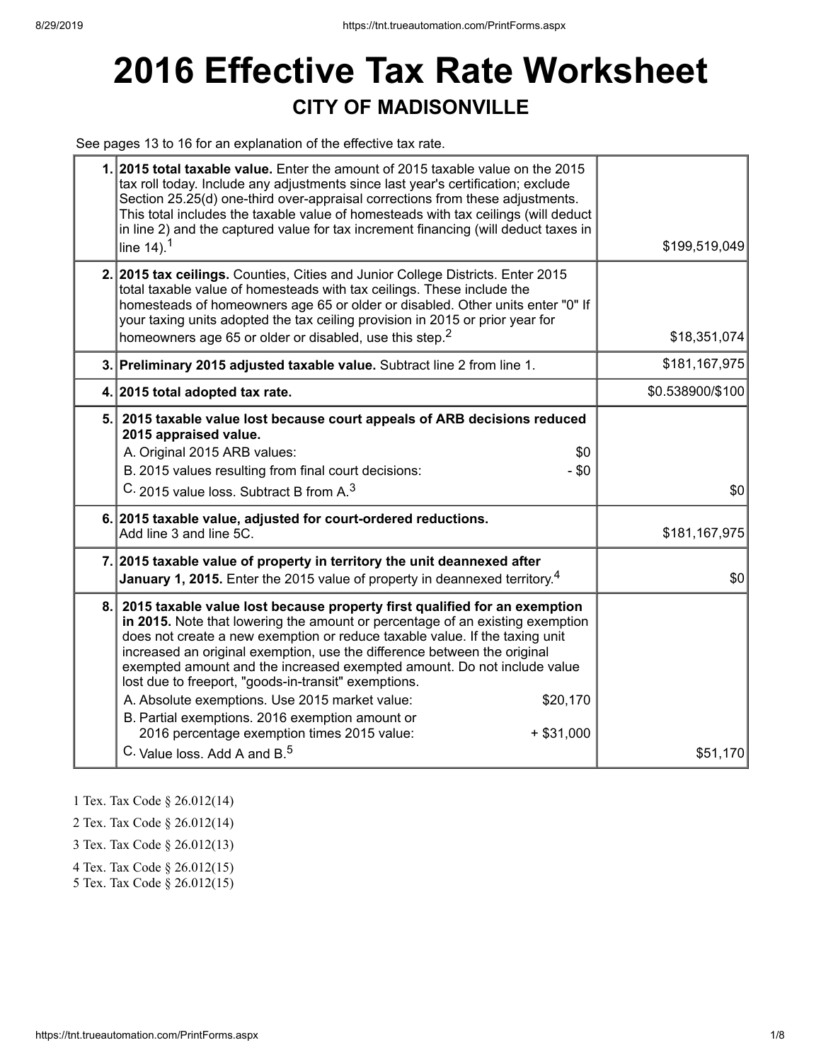# 2016 Effective Tax Rate Worksheet

## CITY OF MADISONVILLE

See pages 13 to 16 for an explanation of the effective tax rate.

| | | |
|---|---|---|
| 1. | **2015 total taxable value.** Enter the amount of 2015 taxable value on the 2015 tax roll today. Include any adjustments since last year's certification; exclude Section 25.25(d) one-third over-appraisal corrections from these adjustments. This total includes the taxable value of homesteads with tax ceilings (will deduct in line 2) and the captured value for tax increment financing (will deduct taxes in line 14).[1] | $199,519,049 |
| 2. | **2015 tax ceilings.** Counties, Cities and Junior College Districts. Enter 2015 total taxable value of homesteads with tax ceilings. These include the homesteads of homeowners age 65 or older or disabled. Other units enter "0" If your taxing units adopted the tax ceiling provision in 2015 or prior year for homeowners age 65 or older or disabled, use this step.[2] | $18,351,074 |
| 3. | **Preliminary 2015 adjusted taxable value.** Subtract line 2 from line 1. | $181,167,975 |
| 4. | **2015 total adopted tax rate.** | $0.538900/$100 |
| 5. | **2015 taxable value lost because court appeals of ARB decisions reduced 2015 appraised value.**<br>A. Original 2015 ARB values: $0<br>B. 2015 values resulting from final court decisions: - $0<br>C. 2015 value loss. Subtract B from A.[3] | $0 |
| 6. | **2015 taxable value, adjusted for court-ordered reductions.** Add line 3 and line 5C. | $181,167,975 |
| 7. | **2015 taxable value of property in territory the unit deannexed after January 1, 2015.** Enter the 2015 value of property in deannexed territory.[4] | $0 |
| 8. | **2015 taxable value lost because property first qualified for an exemption in 2015.** Note that lowering the amount or percentage of an existing exemption does not create a new exemption or reduce taxable value. If the taxing unit increased an original exemption, use the difference between the original exempted amount and the increased exempted amount. Do not include value lost due to freeport, "goods-in-transit" exemptions.<br>A. Absolute exemptions. Use 2015 market value: $20,170<br>B. Partial exemptions. 2016 exemption amount or 2016 percentage exemption times 2015 value: + $31,000<br>C. Value loss. Add A and B.[5] | $51,170 |

1 Tex. Tax Code § 26.012(14)

2 Tex. Tax Code § 26.012(14)

3 Tex. Tax Code § 26.012(13)

4 Tex. Tax Code § 26.012(15)

5 Tex. Tax Code § 26.012(15)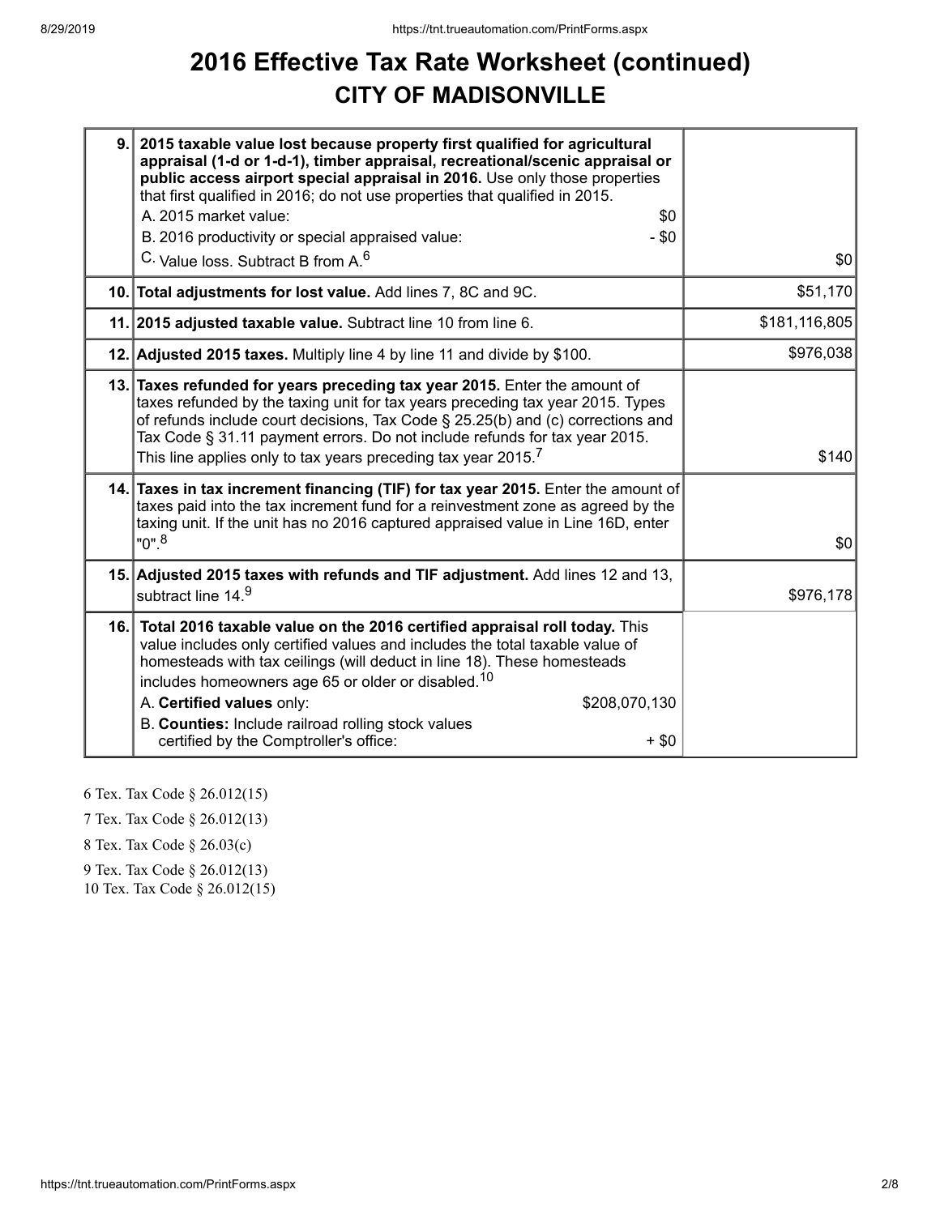# 2016 Effective Tax Rate Worksheet (continued)

## CITY OF MADISONVILLE

| | | |
|---|---|---|
| 9. | **2015 taxable value lost because property first qualified for agricultural appraisal (1-d or 1-d-1), timber appraisal, recreational/scenic appraisal or public access airport special appraisal in 2016.** Use only those properties that first qualified in 2016; do not use properties that qualified in 2015.<br>A. 2015 market value: $0<br>B. 2016 productivity or special appraised value: - $0<br>C. Value loss. Subtract B from A.[6] | $0 |
| 10. | **Total adjustments for lost value.** Add lines 7, 8C and 9C. | $51,170 |
| 11. | **2015 adjusted taxable value.** Subtract line 10 from line 6. | $181,116,805 |
| 12. | **Adjusted 2015 taxes.** Multiply line 4 by line 11 and divide by $100. | $976,038 |
| 13. | **Taxes refunded for years preceding tax year 2015.** Enter the amount of taxes refunded by the taxing unit for tax years preceding tax year 2015. Types of refunds include court decisions, Tax Code § 25.25(b) and (c) corrections and Tax Code § 31.11 payment errors. Do not include refunds for tax year 2015. This line applies only to tax years preceding tax year 2015.[7] | $140 |
| 14. | **Taxes in tax increment financing (TIF) for tax year 2015.** Enter the amount of taxes paid into the tax increment fund for a reinvestment zone as agreed by the taxing unit. If the unit has no 2016 captured appraised value in Line 16D, enter "0".[8] | $0 |
| 15. | **Adjusted 2015 taxes with refunds and TIF adjustment.** Add lines 12 and 13, subtract line 14.[9] | $976,178 |
| 16. | **Total 2016 taxable value on the 2016 certified appraisal roll today.** This value includes only certified values and includes the total taxable value of homesteads with tax ceilings (will deduct in line 18). These homesteads includes homeowners age 65 or older or disabled.[10]<br>A. **Certified values** only: $208,070,130<br>B. **Counties:** Include railroad rolling stock values certified by the Comptroller's office: + $0 | |

6 Tex. Tax Code § 26.012(15)

7 Tex. Tax Code § 26.012(13)

8 Tex. Tax Code § 26.03(c)

9 Tex. Tax Code § 26.012(13)

10 Tex. Tax Code § 26.012(15)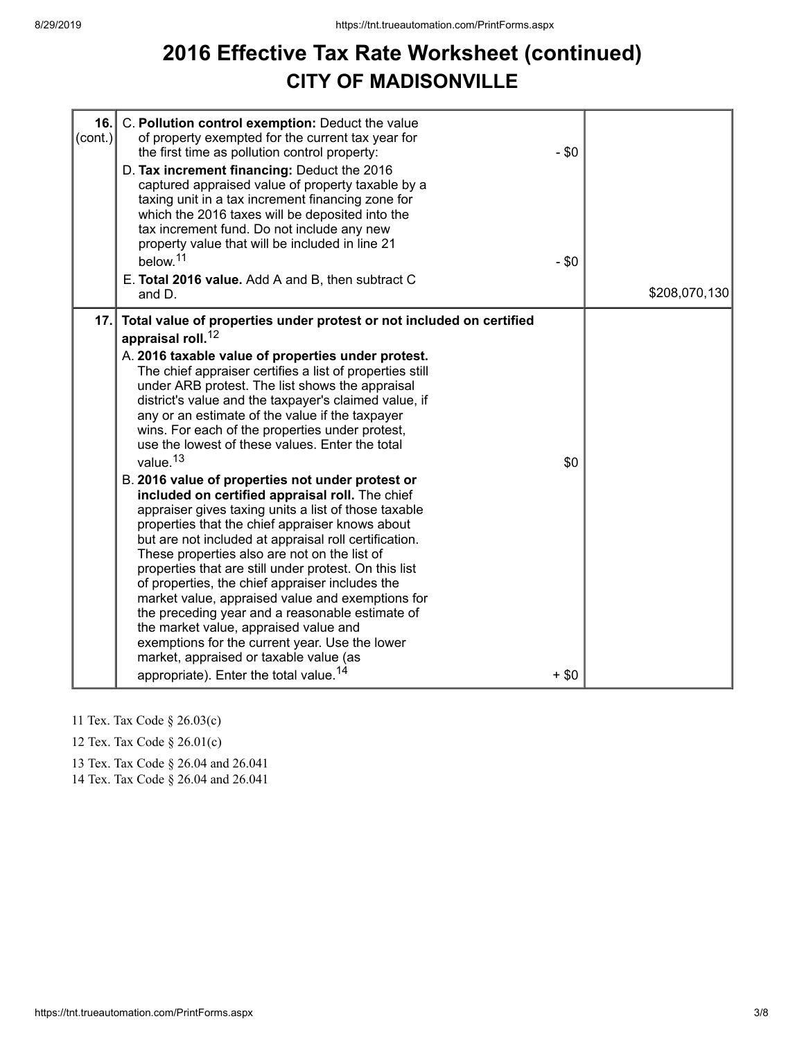# 2016 Effective Tax Rate Worksheet (continued)

## CITY OF MADISONVILLE

| | | | |
|---|---|---|---|
| 16. (cont.) | C. **Pollution control exemption:** Deduct the value of property exempted for the current tax year for the first time as pollution control property:<br>D. **Tax increment financing:** Deduct the 2016 captured appraised value of property taxable by a taxing unit in a tax increment financing zone for which the 2016 taxes will be deposited into the tax increment fund. Do not include any new property value that will be included in line 21 below.[11]<br>E. **Total 2016 value.** Add A and B, then subtract C and D. | - $0<br><br>- $0 | <br><br><br>$208,070,130 |
| 17. | **Total value of properties under protest or not included on certified appraisal roll.**[12]<br>A. **2016 taxable value of properties under protest.** The chief appraiser certifies a list of properties still under ARB protest. The list shows the appraisal district's value and the taxpayer's claimed value, if any or an estimate of the value if the taxpayer wins. For each of the properties under protest, use the lowest of these values. Enter the total value.[13]<br>B. **2016 value of properties not under protest or included on certified appraisal roll.** The chief appraiser gives taxing units a list of those taxable properties that the chief appraiser knows about but are not included at appraisal roll certification. These properties also are not on the list of properties that are still under protest. On this list of properties, the chief appraiser includes the market value, appraised value and exemptions for the preceding year and a reasonable estimate of the market value, appraised value and exemptions for the current year. Use the lower market, appraised or taxable value (as appropriate). Enter the total value.[14] | $0<br><br>+ $0 | |

11 Tex. Tax Code § 26.03(c)

12 Tex. Tax Code § 26.01(c)

13 Tex. Tax Code § 26.04 and 26.041

14 Tex. Tax Code § 26.04 and 26.041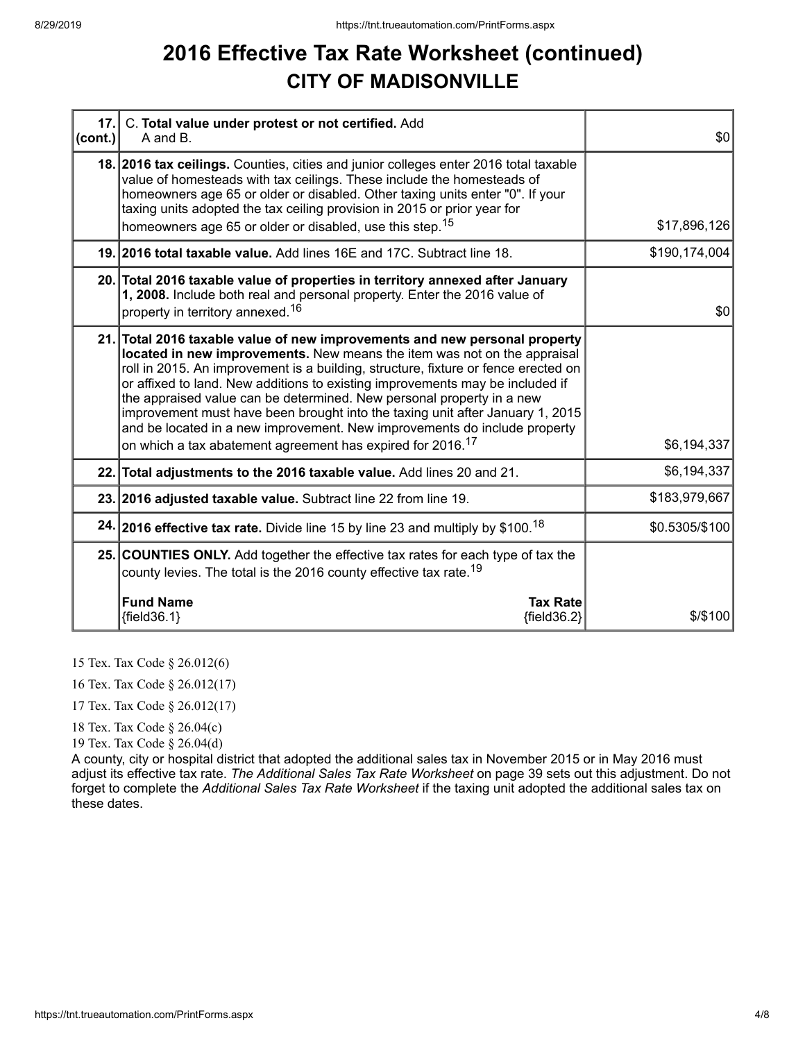# 2016 Effective Tax Rate Worksheet (continued)
## CITY OF MADISONVILLE

| | | |
|---|---|---|
| **17. (cont.)** | C. **Total value under protest or not certified.** Add A and B. | $0 |
| **18.** | **2016 tax ceilings.** Counties, cities and junior colleges enter 2016 total taxable value of homesteads with tax ceilings. These include the homesteads of homeowners age 65 or older or disabled. Other taxing units enter "0". If your taxing units adopted the tax ceiling provision in 2015 or prior year for homeowners age 65 or older or disabled, use this step.[15] | $17,896,126 |
| **19.** | **2016 total taxable value.** Add lines 16E and 17C. Subtract line 18. | $190,174,004 |
| **20.** | **Total 2016 taxable value of properties in territory annexed after January 1, 2008.** Include both real and personal property. Enter the 2016 value of property in territory annexed.[16] | $0 |
| **21.** | **Total 2016 taxable value of new improvements and new personal property located in new improvements.** New means the item was not on the appraisal roll in 2015. An improvement is a building, structure, fixture or fence erected on or affixed to land. New additions to existing improvements may be included if the appraised value can be determined. New personal property in a new improvement must have been brought into the taxing unit after January 1, 2015 and be located in a new improvement. New improvements do include property on which a tax abatement agreement has expired for 2016.[17] | $6,194,337 |
| **22.** | **Total adjustments to the 2016 taxable value.** Add lines 20 and 21. | $6,194,337 |
| **23.** | **2016 adjusted taxable value.** Subtract line 22 from line 19. | $183,979,667 |
| **24.** | **2016 effective tax rate.** Divide line 15 by line 23 and multiply by $100.[18] | $0.5305/$100 |
| **25.** | **COUNTIES ONLY.** Add together the effective tax rates for each type of tax the county levies. The total is the 2016 county effective tax rate.[19]<br><br>**Fund Name** {field36.1} — **Tax Rate** {field36.2} | $/$100 |

15 Tex. Tax Code § 26.012(6)

16 Tex. Tax Code § 26.012(17)

17 Tex. Tax Code § 26.012(17)

18 Tex. Tax Code § 26.04(c)

19 Tex. Tax Code § 26.04(d)

A county, city or hospital district that adopted the additional sales tax in November 2015 or in May 2016 must adjust its effective tax rate. *The Additional Sales Tax Rate Worksheet* on page 39 sets out this adjustment. Do not forget to complete the *Additional Sales Tax Rate Worksheet* if the taxing unit adopted the additional sales tax on these dates.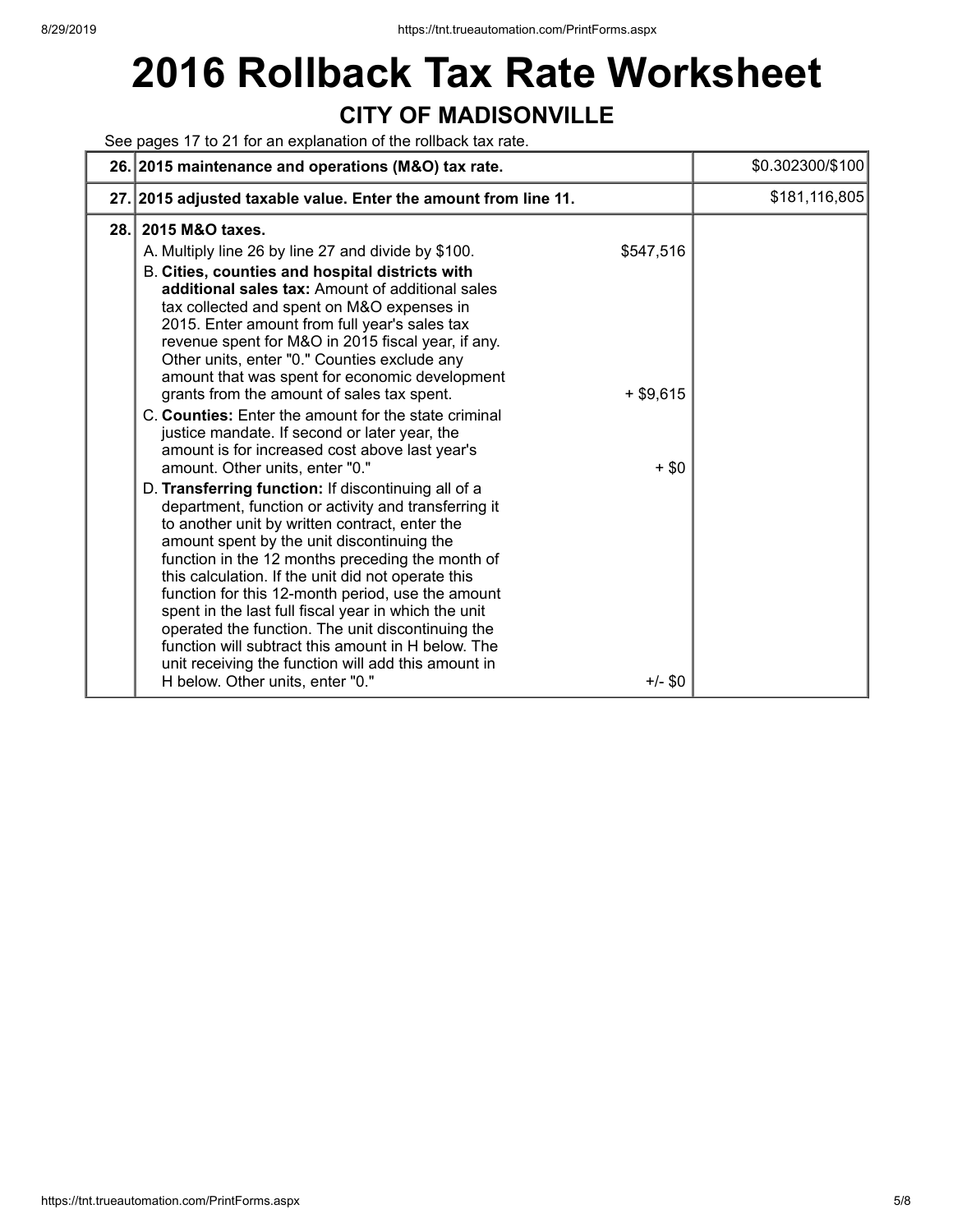# 2016 Rollback Tax Rate Worksheet

## CITY OF MADISONVILLE

See pages 17 to 21 for an explanation of the rollback tax rate.

| | | | |
|---|---|---|---|
| 26. | **2015 maintenance and operations (M&O) tax rate.** | | $0.302300/$100 |
| 27. | **2015 adjusted taxable value. Enter the amount from line 11.** | | $181,116,805 |
| 28. | **2015 M&O taxes.** | | |
| | A. Multiply line 26 by line 27 and divide by $100. | $547,516 | |
| | B. **Cities, counties and hospital districts with additional sales tax:** Amount of additional sales tax collected and spent on M&O expenses in 2015. Enter amount from full year's sales tax revenue spent for M&O in 2015 fiscal year, if any. Other units, enter "0." Counties exclude any amount that was spent for economic development grants from the amount of sales tax spent. | + $9,615 | |
| | C. **Counties:** Enter the amount for the state criminal justice mandate. If second or later year, the amount is for increased cost above last year's amount. Other units, enter "0." | + $0 | |
| | D. **Transferring function:** If discontinuing all of a department, function or activity and transferring it to another unit by written contract, enter the amount spent by the unit discontinuing the function in the 12 months preceding the month of this calculation. If the unit did not operate this function for this 12-month period, use the amount spent in the last full fiscal year in which the unit operated the function. The unit discontinuing the function will subtract this amount in H below. The unit receiving the function will add this amount in H below. Other units, enter "0." | +/- $0 | |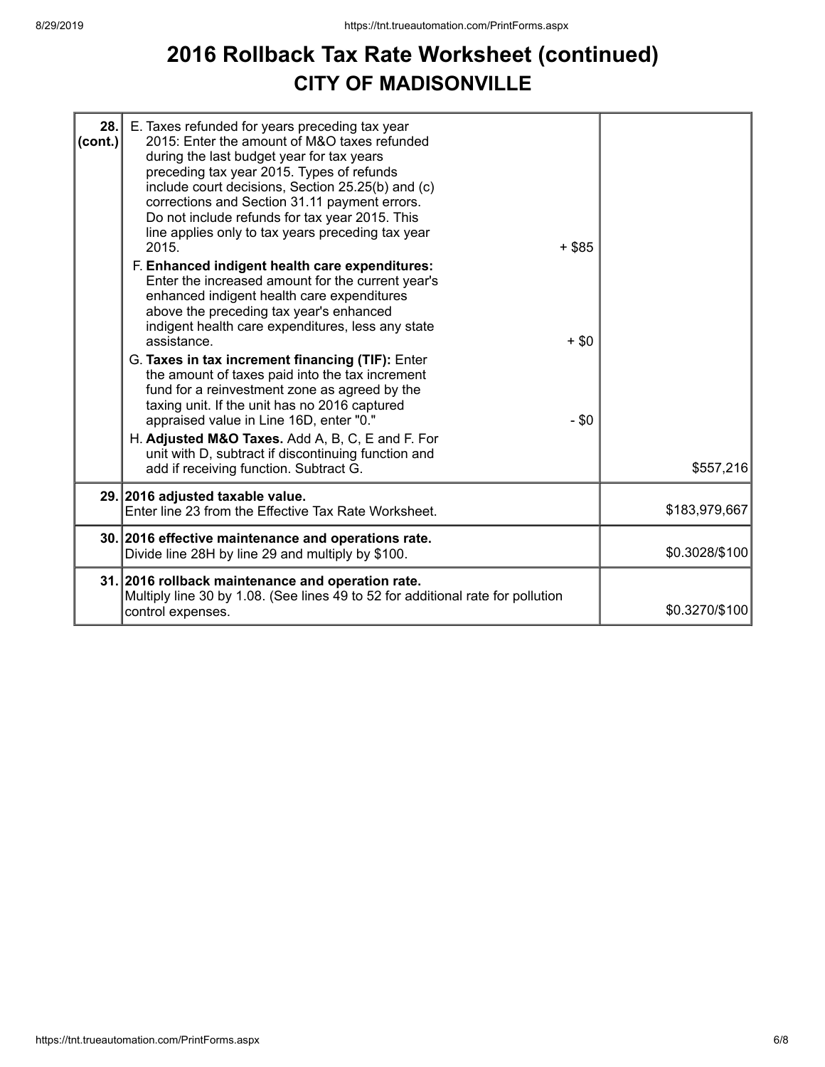# 2016 Rollback Tax Rate Worksheet (continued)

## CITY OF MADISONVILLE

| | | | |
|---|---|---|---|
| **28. (cont.)** | E. Taxes refunded for years preceding tax year 2015: Enter the amount of M&O taxes refunded during the last budget year for tax years preceding tax year 2015. Types of refunds include court decisions, Section 25.25(b) and (c) corrections and Section 31.11 payment errors. Do not include refunds for tax year 2015. This line applies only to tax years preceding tax year 2015. | + $85 | |
| | F. **Enhanced indigent health care expenditures:** Enter the increased amount for the current year's enhanced indigent health care expenditures above the preceding tax year's enhanced indigent health care expenditures, less any state assistance. | + $0 | |
| | G. **Taxes in tax increment financing (TIF):** Enter the amount of taxes paid into the tax increment fund for a reinvestment zone as agreed by the taxing unit. If the unit has no 2016 captured appraised value in Line 16D, enter "0." | - $0 | |
| | H. **Adjusted M&O Taxes.** Add A, B, C, E and F. For unit with D, subtract if discontinuing function and add if receiving function. Subtract G. | | $557,216 |
| **29.** | **2016 adjusted taxable value.** Enter line 23 from the Effective Tax Rate Worksheet. | | $183,979,667 |
| **30.** | **2016 effective maintenance and operations rate.** Divide line 28H by line 29 and multiply by $100. | | $0.3028/$100 |
| **31.** | **2016 rollback maintenance and operation rate.** Multiply line 30 by 1.08. (See lines 49 to 52 for additional rate for pollution control expenses. | | $0.3270/$100 |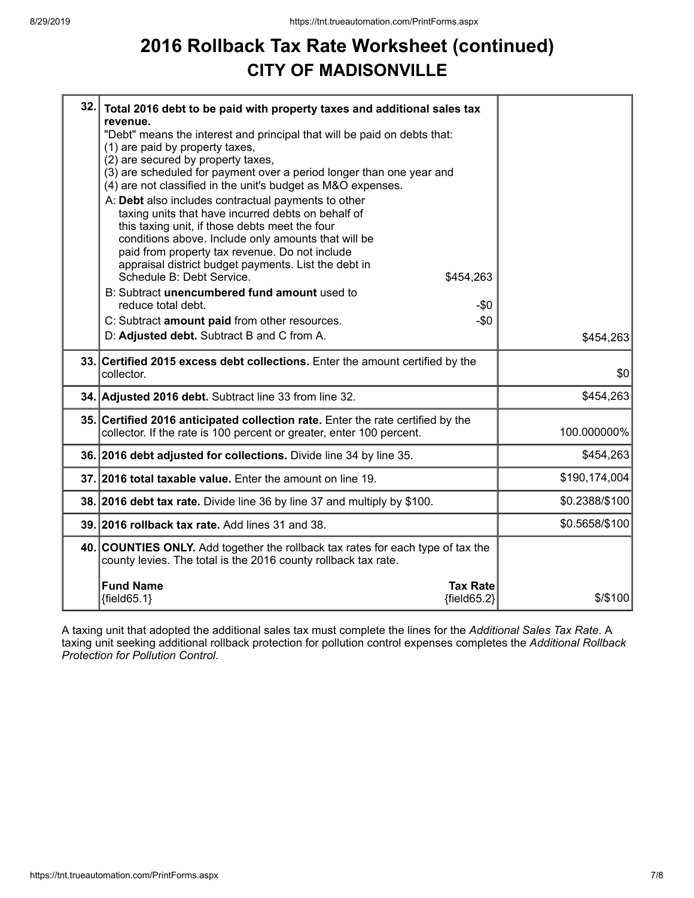# 2016 Rollback Tax Rate Worksheet (continued)

## CITY OF MADISONVILLE

| | | |
|---|---|---|
| 32. | **Total 2016 debt to be paid with property taxes and additional sales tax revenue.**<br>"Debt" means the interest and principal that will be paid on debts that:<br>(1) are paid by property taxes,<br>(2) are secured by property taxes,<br>(3) are scheduled for payment over a period longer than one year and<br>(4) are not classified in the unit's budget as M&O expenses.<br>A: **Debt** also includes contractual payments to other taxing units that have incurred debts on behalf of this taxing unit, if those debts meet the four conditions above. Include only amounts that will be paid from property tax revenue. Do not include appraisal district budget payments. List the debt in Schedule B: Debt Service. $454,263<br>B: Subtract **unencumbered fund amount** used to reduce total debt. -$0<br>C: Subtract **amount paid** from other resources. -$0<br>D: **Adjusted debt.** Subtract B and C from A. | $454,263 |
| 33. | **Certified 2015 excess debt collections.** Enter the amount certified by the collector. | $0 |
| 34. | **Adjusted 2016 debt.** Subtract line 33 from line 32. | $454,263 |
| 35. | **Certified 2016 anticipated collection rate.** Enter the rate certified by the collector. If the rate is 100 percent or greater, enter 100 percent. | 100.000000% |
| 36. | **2016 debt adjusted for collections.** Divide line 34 by line 35. | $454,263 |
| 37. | **2016 total taxable value.** Enter the amount on line 19. | $190,174,004 |
| 38. | **2016 debt tax rate.** Divide line 36 by line 37 and multiply by $100. | $0.2388/$100 |
| 39. | **2016 rollback tax rate.** Add lines 31 and 38. | $0.5658/$100 |
| 40. | **COUNTIES ONLY.** Add together the rollback tax rates for each type of tax the county levies. The total is the 2016 county rollback tax rate.<br>**Fund Name** {field65.1} **Tax Rate** {field65.2} | $/$100 |

A taxing unit that adopted the additional sales tax must complete the lines for the *Additional Sales Tax Rate*. A taxing unit seeking additional rollback protection for pollution control expenses completes the *Additional Rollback Protection for Pollution Control*.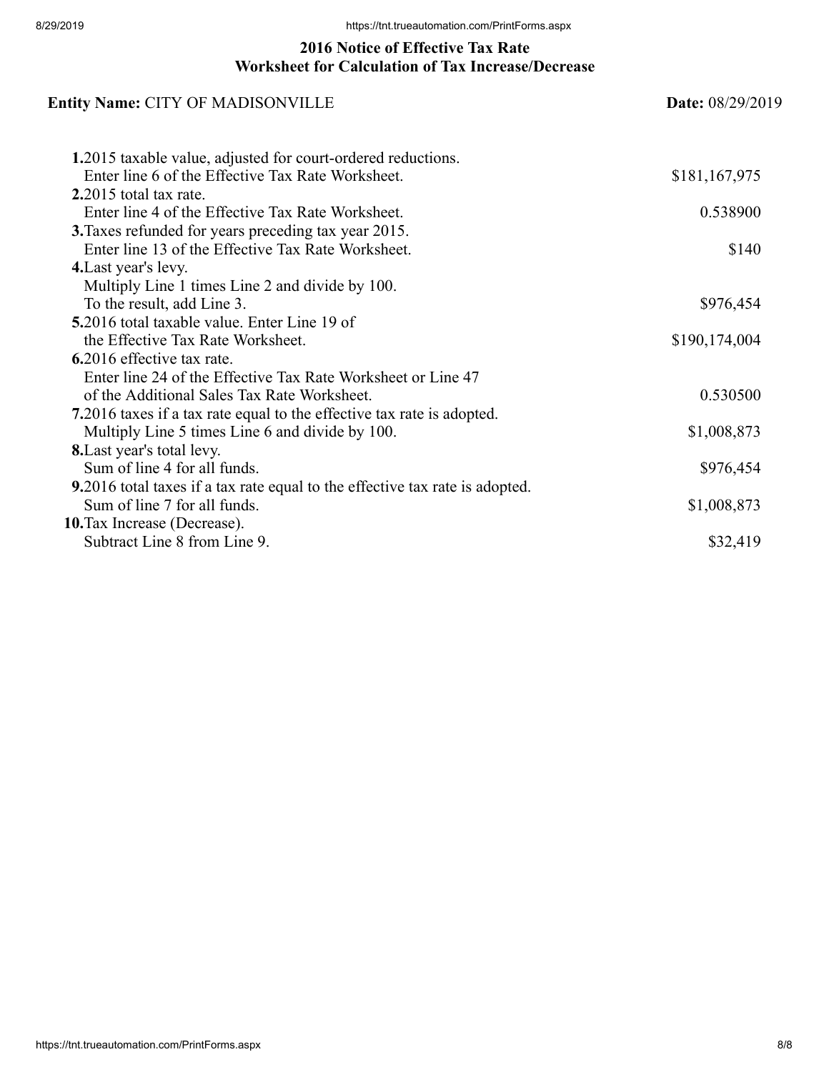## 2016 Notice of Effective Tax Rate
## Worksheet for Calculation of Tax Increase/Decrease

**Entity Name:** CITY OF MADISONVILLE **Date:** 08/29/2019

| | |
|---|---|
| **1.** 2015 taxable value, adjusted for court-ordered reductions. Enter line 6 of the Effective Tax Rate Worksheet. | $181,167,975 |
| **2.** 2015 total tax rate. Enter line 4 of the Effective Tax Rate Worksheet. | 0.538900 |
| **3.** Taxes refunded for years preceding tax year 2015. Enter line 13 of the Effective Tax Rate Worksheet. | $140 |
| **4.** Last year's levy. Multiply Line 1 times Line 2 and divide by 100. To the result, add Line 3. | $976,454 |
| **5.** 2016 total taxable value. Enter Line 19 of the Effective Tax Rate Worksheet. | $190,174,004 |
| **6.** 2016 effective tax rate. Enter line 24 of the Effective Tax Rate Worksheet or Line 47 of the Additional Sales Tax Rate Worksheet. | 0.530500 |
| **7.** 2016 taxes if a tax rate equal to the effective tax rate is adopted. Multiply Line 5 times Line 6 and divide by 100. | $1,008,873 |
| **8.** Last year's total levy. Sum of line 4 for all funds. | $976,454 |
| **9.** 2016 total taxes if a tax rate equal to the effective tax rate is adopted. Sum of line 7 for all funds. | $1,008,873 |
| **10.** Tax Increase (Decrease). Subtract Line 8 from Line 9. | $32,419 |